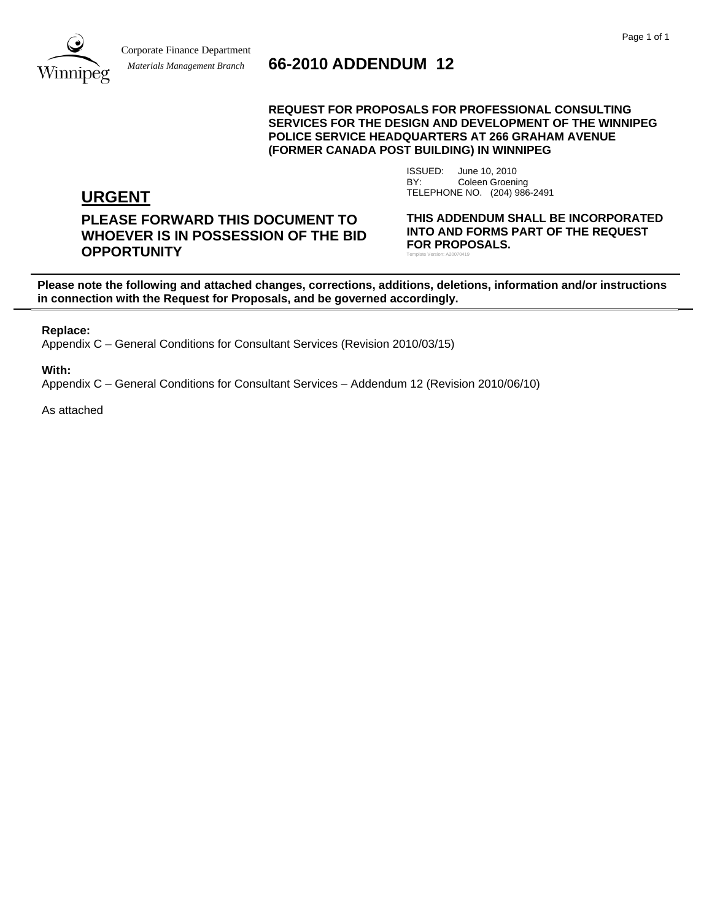Corporate Finance Department
*Materials Management Branch*

# 66-2010 ADDENDUM 12

**REQUEST FOR PROPOSALS FOR PROFESSIONAL CONSULTING SERVICES FOR THE DESIGN AND DEVELOPMENT OF THE WINNIPEG POLICE SERVICE HEADQUARTERS AT 266 GRAHAM AVENUE (FORMER CANADA POST BUILDING) IN WINNIPEG**

ISSUED: June 10, 2010
BY: Coleen Groening
TELEPHONE NO. (204) 986-2491

## URGENT

**PLEASE FORWARD THIS DOCUMENT TO WHOEVER IS IN POSSESSION OF THE BID OPPORTUNITY**

**THIS ADDENDUM SHALL BE INCORPORATED INTO AND FORMS PART OF THE REQUEST FOR PROPOSALS.**

Template Version: A20070419

---

**Please note the following and attached changes, corrections, additions, deletions, information and/or instructions in connection with the Request for Proposals, and be governed accordingly.**

---

**Replace:**
Appendix C – General Conditions for Consultant Services (Revision 2010/03/15)

**With:**
Appendix C – General Conditions for Consultant Services – Addendum 12 (Revision 2010/06/10)

As attached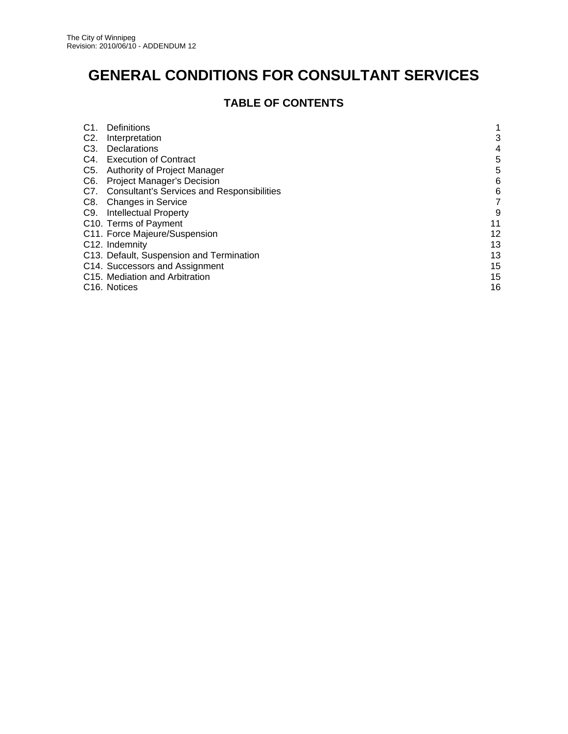# GENERAL CONDITIONS FOR CONSULTANT SERVICES

## TABLE OF CONTENTS

| | |
|---|---|
| C1. Definitions | 1 |
| C2. Interpretation | 3 |
| C3. Declarations | 4 |
| C4. Execution of Contract | 5 |
| C5. Authority of Project Manager | 5 |
| C6. Project Manager's Decision | 6 |
| C7. Consultant's Services and Responsibilities | 6 |
| C8. Changes in Service | 7 |
| C9. Intellectual Property | 9 |
| C10. Terms of Payment | 11 |
| C11. Force Majeure/Suspension | 12 |
| C12. Indemnity | 13 |
| C13. Default, Suspension and Termination | 13 |
| C14. Successors and Assignment | 15 |
| C15. Mediation and Arbitration | 15 |
| C16. Notices | 16 |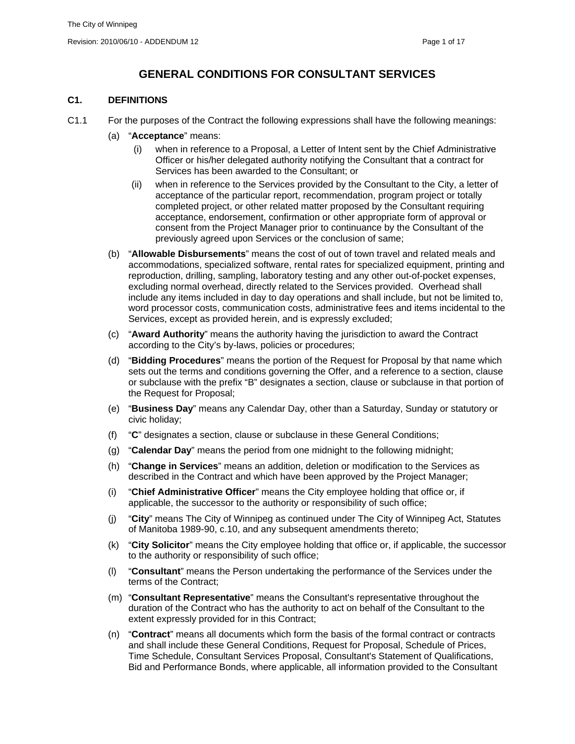# GENERAL CONDITIONS FOR CONSULTANT SERVICES

## C1. DEFINITIONS

C1.1 For the purposes of the Contract the following expressions shall have the following meanings:

(a) "**Acceptance**" means:

   (i) when in reference to a Proposal, a Letter of Intent sent by the Chief Administrative Officer or his/her delegated authority notifying the Consultant that a contract for Services has been awarded to the Consultant; or

   (ii) when in reference to the Services provided by the Consultant to the City, a letter of acceptance of the particular report, recommendation, program project or totally completed project, or other related matter proposed by the Consultant requiring acceptance, endorsement, confirmation or other appropriate form of approval or consent from the Project Manager prior to continuance by the Consultant of the previously agreed upon Services or the conclusion of same;

(b) "**Allowable Disbursements**" means the cost of out of town travel and related meals and accommodations, specialized software, rental rates for specialized equipment, printing and reproduction, drilling, sampling, laboratory testing and any other out-of-pocket expenses, excluding normal overhead, directly related to the Services provided. Overhead shall include any items included in day to day operations and shall include, but not be limited to, word processor costs, communication costs, administrative fees and items incidental to the Services, except as provided herein, and is expressly excluded;

(c) "**Award Authority**" means the authority having the jurisdiction to award the Contract according to the City's by-laws, policies or procedures;

(d) "**Bidding Procedures**" means the portion of the Request for Proposal by that name which sets out the terms and conditions governing the Offer, and a reference to a section, clause or subclause with the prefix "B" designates a section, clause or subclause in that portion of the Request for Proposal;

(e) "**Business Day**" means any Calendar Day, other than a Saturday, Sunday or statutory or civic holiday;

(f) "**C**" designates a section, clause or subclause in these General Conditions;

(g) "**Calendar Day**" means the period from one midnight to the following midnight;

(h) "**Change in Services**" means an addition, deletion or modification to the Services as described in the Contract and which have been approved by the Project Manager;

(i) "**Chief Administrative Officer**" means the City employee holding that office or, if applicable, the successor to the authority or responsibility of such office;

(j) "**City**" means The City of Winnipeg as continued under The City of Winnipeg Act, Statutes of Manitoba 1989-90, c.10, and any subsequent amendments thereto;

(k) "**City Solicitor**" means the City employee holding that office or, if applicable, the successor to the authority or responsibility of such office;

(l) "**Consultant**" means the Person undertaking the performance of the Services under the terms of the Contract;

(m) "**Consultant Representative**" means the Consultant's representative throughout the duration of the Contract who has the authority to act on behalf of the Consultant to the extent expressly provided for in this Contract;

(n) "**Contract**" means all documents which form the basis of the formal contract or contracts and shall include these General Conditions, Request for Proposal, Schedule of Prices, Time Schedule, Consultant Services Proposal, Consultant's Statement of Qualifications, Bid and Performance Bonds, where applicable, all information provided to the Consultant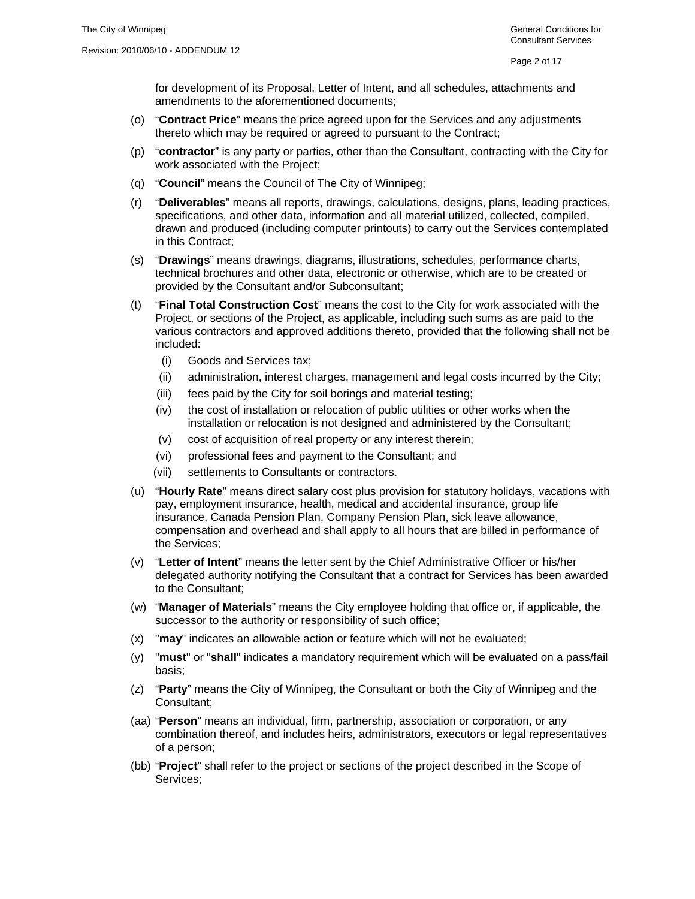for development of its Proposal, Letter of Intent, and all schedules, attachments and amendments to the aforementioned documents;

(o) "**Contract Price**" means the price agreed upon for the Services and any adjustments thereto which may be required or agreed to pursuant to the Contract;

(p) "**contractor**" is any party or parties, other than the Consultant, contracting with the City for work associated with the Project;

(q) "**Council**" means the Council of The City of Winnipeg;

(r) "**Deliverables**" means all reports, drawings, calculations, designs, plans, leading practices, specifications, and other data, information and all material utilized, collected, compiled, drawn and produced (including computer printouts) to carry out the Services contemplated in this Contract;

(s) "**Drawings**" means drawings, diagrams, illustrations, schedules, performance charts, technical brochures and other data, electronic or otherwise, which are to be created or provided by the Consultant and/or Subconsultant;

(t) "**Final Total Construction Cost**" means the cost to the City for work associated with the Project, or sections of the Project, as applicable, including such sums as are paid to the various contractors and approved additions thereto, provided that the following shall not be included:

- (i) Goods and Services tax;
- (ii) administration, interest charges, management and legal costs incurred by the City;
- (iii) fees paid by the City for soil borings and material testing;
- (iv) the cost of installation or relocation of public utilities or other works when the installation or relocation is not designed and administered by the Consultant;
- (v) cost of acquisition of real property or any interest therein;
- (vi) professional fees and payment to the Consultant; and
- (vii) settlements to Consultants or contractors.

(u) "**Hourly Rate**" means direct salary cost plus provision for statutory holidays, vacations with pay, employment insurance, health, medical and accidental insurance, group life insurance, Canada Pension Plan, Company Pension Plan, sick leave allowance, compensation and overhead and shall apply to all hours that are billed in performance of the Services;

(v) "**Letter of Intent**" means the letter sent by the Chief Administrative Officer or his/her delegated authority notifying the Consultant that a contract for Services has been awarded to the Consultant;

(w) "**Manager of Materials**" means the City employee holding that office or, if applicable, the successor to the authority or responsibility of such office;

(x) "**may**" indicates an allowable action or feature which will not be evaluated;

(y) "**must**" or "**shall**" indicates a mandatory requirement which will be evaluated on a pass/fail basis;

(z) "**Party**" means the City of Winnipeg, the Consultant or both the City of Winnipeg and the Consultant;

(aa) "**Person**" means an individual, firm, partnership, association or corporation, or any combination thereof, and includes heirs, administrators, executors or legal representatives of a person;

(bb) "**Project**" shall refer to the project or sections of the project described in the Scope of Services;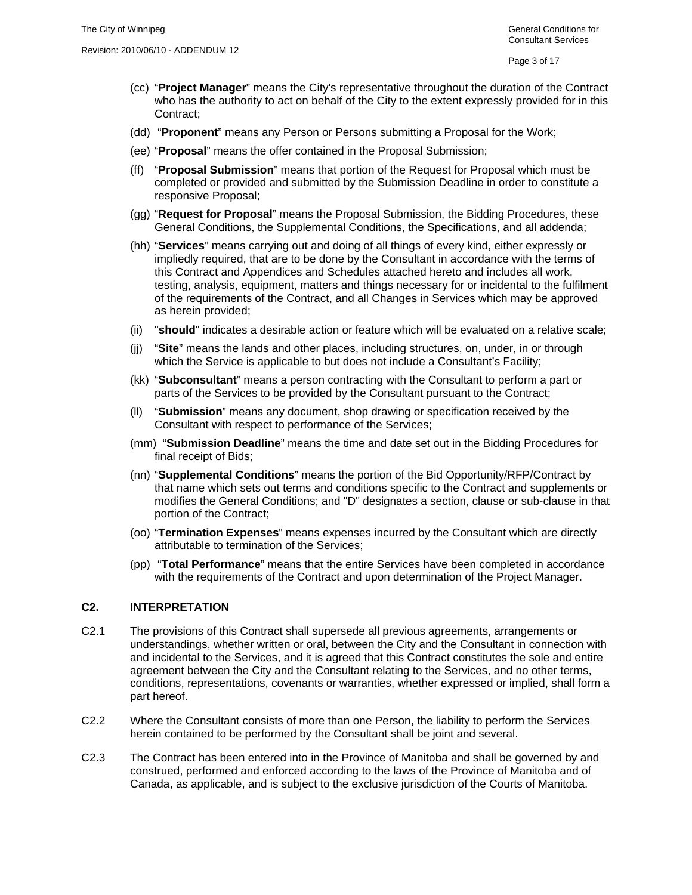(cc) "**Project Manager**" means the City's representative throughout the duration of the Contract who has the authority to act on behalf of the City to the extent expressly provided for in this Contract;

(dd) "**Proponent**" means any Person or Persons submitting a Proposal for the Work;

(ee) "**Proposal**" means the offer contained in the Proposal Submission;

(ff) "**Proposal Submission**" means that portion of the Request for Proposal which must be completed or provided and submitted by the Submission Deadline in order to constitute a responsive Proposal;

(gg) "**Request for Proposal**" means the Proposal Submission, the Bidding Procedures, these General Conditions, the Supplemental Conditions, the Specifications, and all addenda;

(hh) "**Services**" means carrying out and doing of all things of every kind, either expressly or impliedly required, that are to be done by the Consultant in accordance with the terms of this Contract and Appendices and Schedules attached hereto and includes all work, testing, analysis, equipment, matters and things necessary for or incidental to the fulfilment of the requirements of the Contract, and all Changes in Services which may be approved as herein provided;

(ii) "**should**" indicates a desirable action or feature which will be evaluated on a relative scale;

(jj) "**Site**" means the lands and other places, including structures, on, under, in or through which the Service is applicable to but does not include a Consultant's Facility;

(kk) "**Subconsultant**" means a person contracting with the Consultant to perform a part or parts of the Services to be provided by the Consultant pursuant to the Contract;

(ll) "**Submission**" means any document, shop drawing or specification received by the Consultant with respect to performance of the Services;

(mm) "**Submission Deadline**" means the time and date set out in the Bidding Procedures for final receipt of Bids;

(nn) "**Supplemental Conditions**" means the portion of the Bid Opportunity/RFP/Contract by that name which sets out terms and conditions specific to the Contract and supplements or modifies the General Conditions; and "D" designates a section, clause or sub-clause in that portion of the Contract;

(oo) "**Termination Expenses**" means expenses incurred by the Consultant which are directly attributable to termination of the Services;

(pp) "**Total Performance**" means that the entire Services have been completed in accordance with the requirements of the Contract and upon determination of the Project Manager.

## C2. INTERPRETATION

C2.1 The provisions of this Contract shall supersede all previous agreements, arrangements or understandings, whether written or oral, between the City and the Consultant in connection with and incidental to the Services, and it is agreed that this Contract constitutes the sole and entire agreement between the City and the Consultant relating to the Services, and no other terms, conditions, representations, covenants or warranties, whether expressed or implied, shall form a part hereof.

C2.2 Where the Consultant consists of more than one Person, the liability to perform the Services herein contained to be performed by the Consultant shall be joint and several.

C2.3 The Contract has been entered into in the Province of Manitoba and shall be governed by and construed, performed and enforced according to the laws of the Province of Manitoba and of Canada, as applicable, and is subject to the exclusive jurisdiction of the Courts of Manitoba.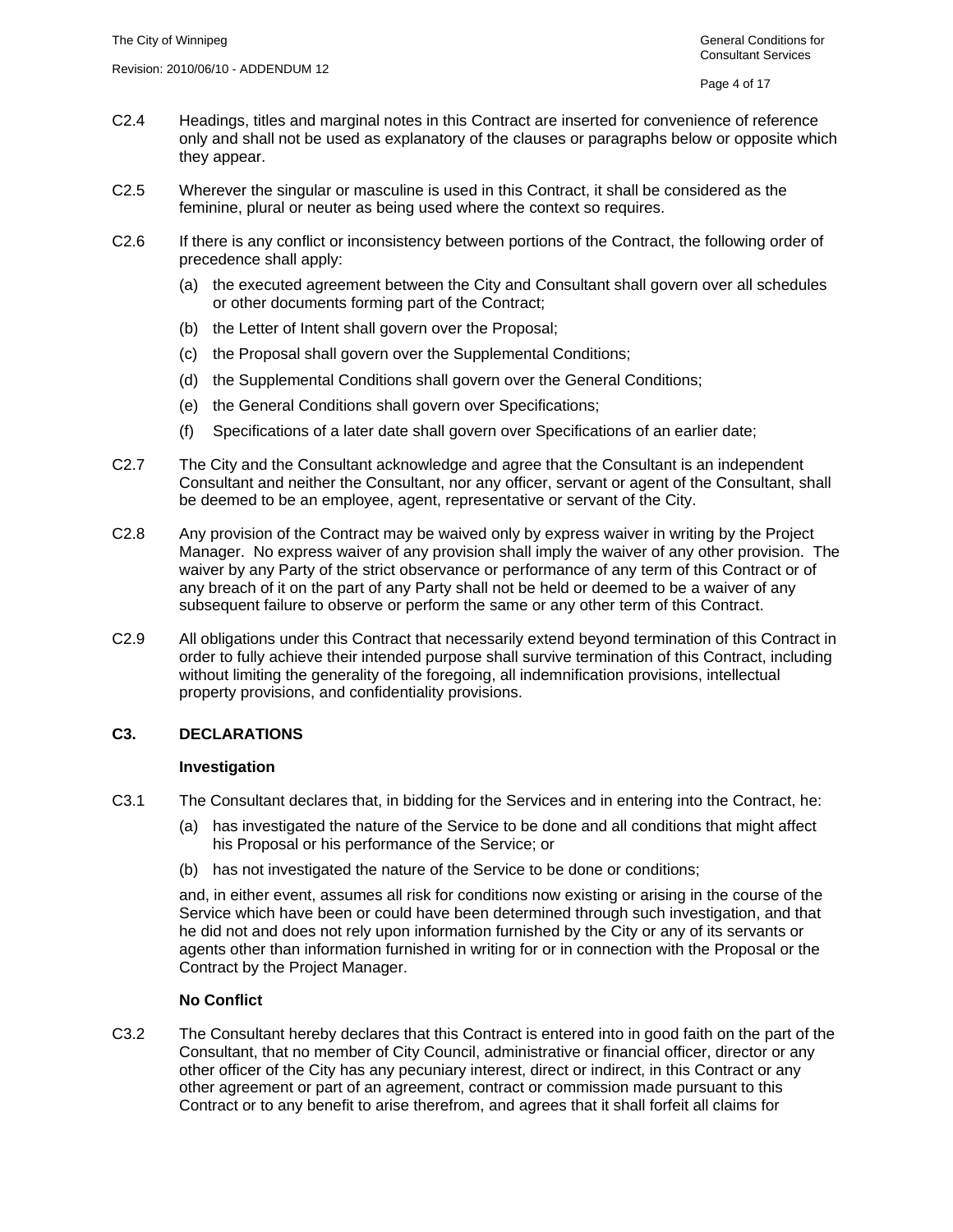C2.4 Headings, titles and marginal notes in this Contract are inserted for convenience of reference only and shall not be used as explanatory of the clauses or paragraphs below or opposite which they appear.

C2.5 Wherever the singular or masculine is used in this Contract, it shall be considered as the feminine, plural or neuter as being used where the context so requires.

C2.6 If there is any conflict or inconsistency between portions of the Contract, the following order of precedence shall apply:

(a) the executed agreement between the City and Consultant shall govern over all schedules or other documents forming part of the Contract;

(b) the Letter of Intent shall govern over the Proposal;

(c) the Proposal shall govern over the Supplemental Conditions;

(d) the Supplemental Conditions shall govern over the General Conditions;

(e) the General Conditions shall govern over Specifications;

(f) Specifications of a later date shall govern over Specifications of an earlier date;

C2.7 The City and the Consultant acknowledge and agree that the Consultant is an independent Consultant and neither the Consultant, nor any officer, servant or agent of the Consultant, shall be deemed to be an employee, agent, representative or servant of the City.

C2.8 Any provision of the Contract may be waived only by express waiver in writing by the Project Manager. No express waiver of any provision shall imply the waiver of any other provision. The waiver by any Party of the strict observance or performance of any term of this Contract or of any breach of it on the part of any Party shall not be held or deemed to be a waiver of any subsequent failure to observe or perform the same or any other term of this Contract.

C2.9 All obligations under this Contract that necessarily extend beyond termination of this Contract in order to fully achieve their intended purpose shall survive termination of this Contract, including without limiting the generality of the foregoing, all indemnification provisions, intellectual property provisions, and confidentiality provisions.

## C3. DECLARATIONS

**Investigation**

C3.1 The Consultant declares that, in bidding for the Services and in entering into the Contract, he:

(a) has investigated the nature of the Service to be done and all conditions that might affect his Proposal or his performance of the Service; or

(b) has not investigated the nature of the Service to be done or conditions;

and, in either event, assumes all risk for conditions now existing or arising in the course of the Service which have been or could have been determined through such investigation, and that he did not and does not rely upon information furnished by the City or any of its servants or agents other than information furnished in writing for or in connection with the Proposal or the Contract by the Project Manager.

**No Conflict**

C3.2 The Consultant hereby declares that this Contract is entered into in good faith on the part of the Consultant, that no member of City Council, administrative or financial officer, director or any other officer of the City has any pecuniary interest, direct or indirect, in this Contract or any other agreement or part of an agreement, contract or commission made pursuant to this Contract or to any benefit to arise therefrom, and agrees that it shall forfeit all claims for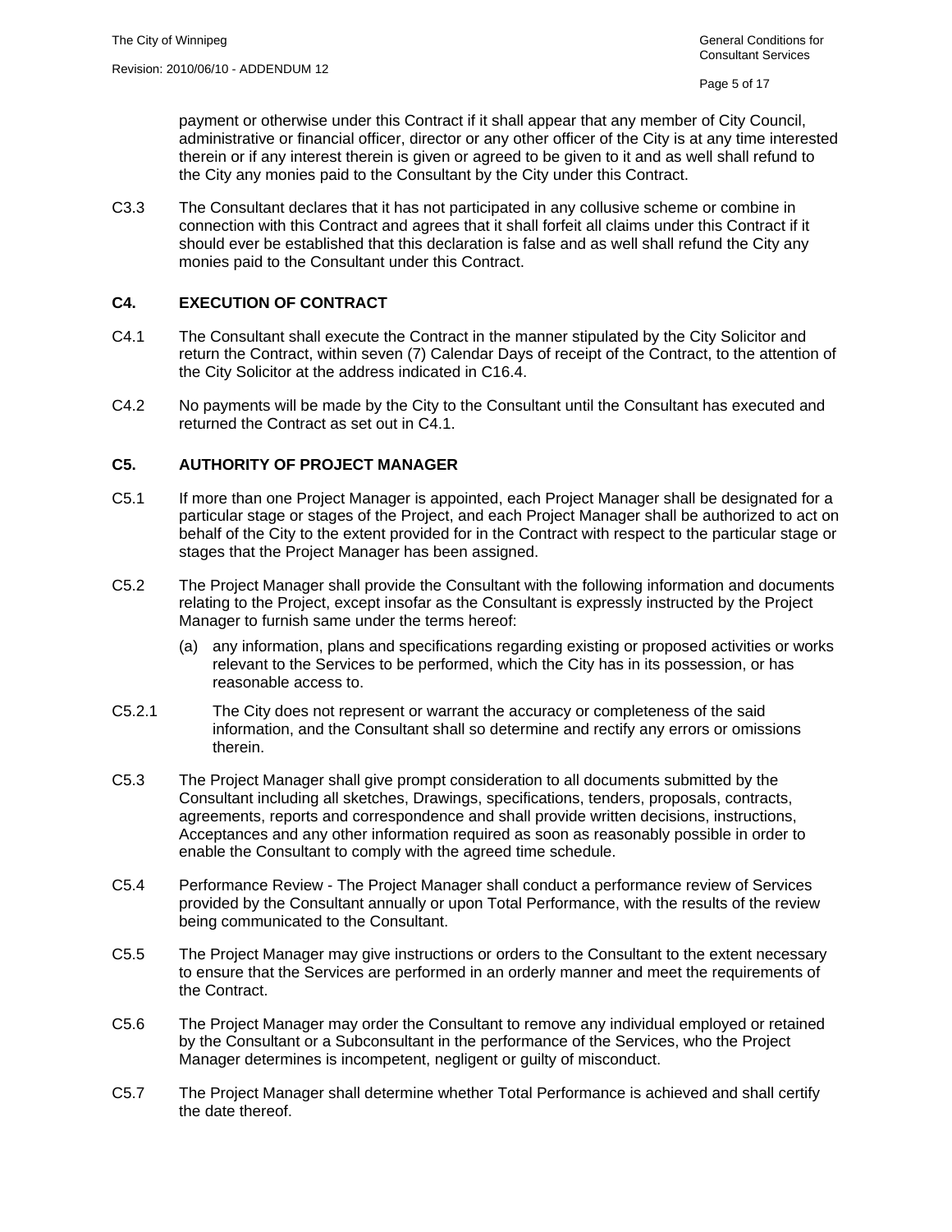payment or otherwise under this Contract if it shall appear that any member of City Council, administrative or financial officer, director or any other officer of the City is at any time interested therein or if any interest therein is given or agreed to be given to it and as well shall refund to the City any monies paid to the Consultant by the City under this Contract.

C3.3 The Consultant declares that it has not participated in any collusive scheme or combine in connection with this Contract and agrees that it shall forfeit all claims under this Contract if it should ever be established that this declaration is false and as well shall refund the City any monies paid to the Consultant under this Contract.

## C4. EXECUTION OF CONTRACT

C4.1 The Consultant shall execute the Contract in the manner stipulated by the City Solicitor and return the Contract, within seven (7) Calendar Days of receipt of the Contract, to the attention of the City Solicitor at the address indicated in C16.4.

C4.2 No payments will be made by the City to the Consultant until the Consultant has executed and returned the Contract as set out in C4.1.

## C5. AUTHORITY OF PROJECT MANAGER

C5.1 If more than one Project Manager is appointed, each Project Manager shall be designated for a particular stage or stages of the Project, and each Project Manager shall be authorized to act on behalf of the City to the extent provided for in the Contract with respect to the particular stage or stages that the Project Manager has been assigned.

C5.2 The Project Manager shall provide the Consultant with the following information and documents relating to the Project, except insofar as the Consultant is expressly instructed by the Project Manager to furnish same under the terms hereof:

(a) any information, plans and specifications regarding existing or proposed activities or works relevant to the Services to be performed, which the City has in its possession, or has reasonable access to.

C5.2.1 The City does not represent or warrant the accuracy or completeness of the said information, and the Consultant shall so determine and rectify any errors or omissions therein.

C5.3 The Project Manager shall give prompt consideration to all documents submitted by the Consultant including all sketches, Drawings, specifications, tenders, proposals, contracts, agreements, reports and correspondence and shall provide written decisions, instructions, Acceptances and any other information required as soon as reasonably possible in order to enable the Consultant to comply with the agreed time schedule.

C5.4 Performance Review - The Project Manager shall conduct a performance review of Services provided by the Consultant annually or upon Total Performance, with the results of the review being communicated to the Consultant.

C5.5 The Project Manager may give instructions or orders to the Consultant to the extent necessary to ensure that the Services are performed in an orderly manner and meet the requirements of the Contract.

C5.6 The Project Manager may order the Consultant to remove any individual employed or retained by the Consultant or a Subconsultant in the performance of the Services, who the Project Manager determines is incompetent, negligent or guilty of misconduct.

C5.7 The Project Manager shall determine whether Total Performance is achieved and shall certify the date thereof.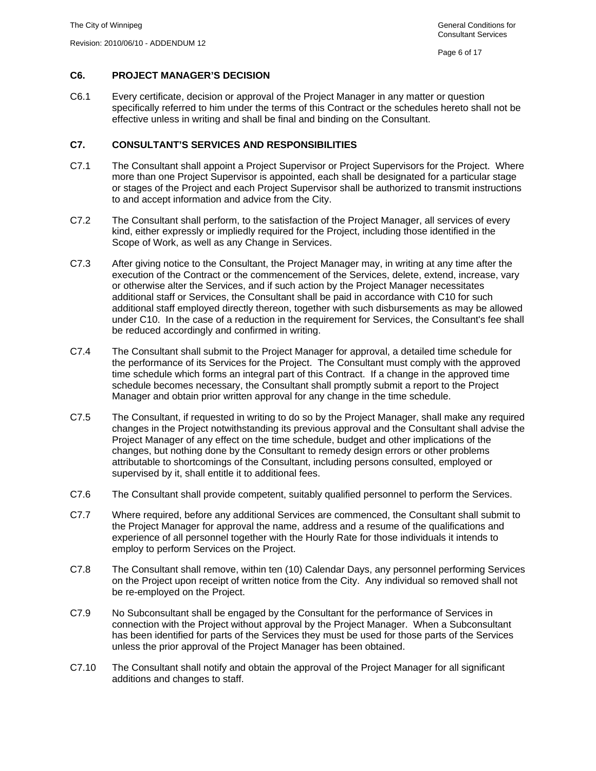## C6. PROJECT MANAGER'S DECISION

C6.1 Every certificate, decision or approval of the Project Manager in any matter or question specifically referred to him under the terms of this Contract or the schedules hereto shall not be effective unless in writing and shall be final and binding on the Consultant.

## C7. CONSULTANT'S SERVICES AND RESPONSIBILITIES

C7.1 The Consultant shall appoint a Project Supervisor or Project Supervisors for the Project. Where more than one Project Supervisor is appointed, each shall be designated for a particular stage or stages of the Project and each Project Supervisor shall be authorized to transmit instructions to and accept information and advice from the City.

C7.2 The Consultant shall perform, to the satisfaction of the Project Manager, all services of every kind, either expressly or impliedly required for the Project, including those identified in the Scope of Work, as well as any Change in Services.

C7.3 After giving notice to the Consultant, the Project Manager may, in writing at any time after the execution of the Contract or the commencement of the Services, delete, extend, increase, vary or otherwise alter the Services, and if such action by the Project Manager necessitates additional staff or Services, the Consultant shall be paid in accordance with C10 for such additional staff employed directly thereon, together with such disbursements as may be allowed under C10. In the case of a reduction in the requirement for Services, the Consultant's fee shall be reduced accordingly and confirmed in writing.

C7.4 The Consultant shall submit to the Project Manager for approval, a detailed time schedule for the performance of its Services for the Project. The Consultant must comply with the approved time schedule which forms an integral part of this Contract. If a change in the approved time schedule becomes necessary, the Consultant shall promptly submit a report to the Project Manager and obtain prior written approval for any change in the time schedule.

C7.5 The Consultant, if requested in writing to do so by the Project Manager, shall make any required changes in the Project notwithstanding its previous approval and the Consultant shall advise the Project Manager of any effect on the time schedule, budget and other implications of the changes, but nothing done by the Consultant to remedy design errors or other problems attributable to shortcomings of the Consultant, including persons consulted, employed or supervised by it, shall entitle it to additional fees.

C7.6 The Consultant shall provide competent, suitably qualified personnel to perform the Services.

C7.7 Where required, before any additional Services are commenced, the Consultant shall submit to the Project Manager for approval the name, address and a resume of the qualifications and experience of all personnel together with the Hourly Rate for those individuals it intends to employ to perform Services on the Project.

C7.8 The Consultant shall remove, within ten (10) Calendar Days, any personnel performing Services on the Project upon receipt of written notice from the City. Any individual so removed shall not be re-employed on the Project.

C7.9 No Subconsultant shall be engaged by the Consultant for the performance of Services in connection with the Project without approval by the Project Manager. When a Subconsultant has been identified for parts of the Services they must be used for those parts of the Services unless the prior approval of the Project Manager has been obtained.

C7.10 The Consultant shall notify and obtain the approval of the Project Manager for all significant additions and changes to staff.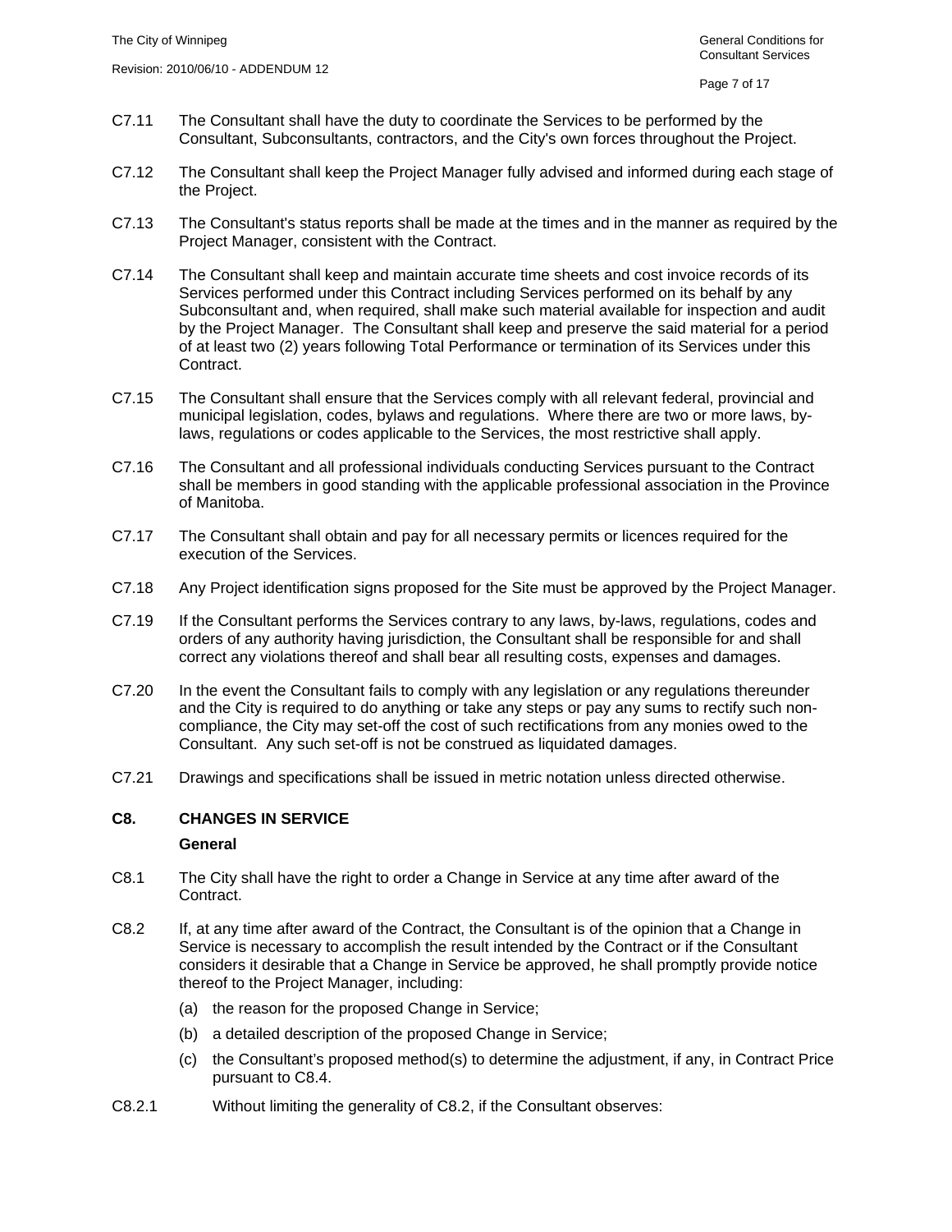C7.11 The Consultant shall have the duty to coordinate the Services to be performed by the Consultant, Subconsultants, contractors, and the City's own forces throughout the Project.

C7.12 The Consultant shall keep the Project Manager fully advised and informed during each stage of the Project.

C7.13 The Consultant's status reports shall be made at the times and in the manner as required by the Project Manager, consistent with the Contract.

C7.14 The Consultant shall keep and maintain accurate time sheets and cost invoice records of its Services performed under this Contract including Services performed on its behalf by any Subconsultant and, when required, shall make such material available for inspection and audit by the Project Manager. The Consultant shall keep and preserve the said material for a period of at least two (2) years following Total Performance or termination of its Services under this Contract.

C7.15 The Consultant shall ensure that the Services comply with all relevant federal, provincial and municipal legislation, codes, bylaws and regulations. Where there are two or more laws, by-laws, regulations or codes applicable to the Services, the most restrictive shall apply.

C7.16 The Consultant and all professional individuals conducting Services pursuant to the Contract shall be members in good standing with the applicable professional association in the Province of Manitoba.

C7.17 The Consultant shall obtain and pay for all necessary permits or licences required for the execution of the Services.

C7.18 Any Project identification signs proposed for the Site must be approved by the Project Manager.

C7.19 If the Consultant performs the Services contrary to any laws, by-laws, regulations, codes and orders of any authority having jurisdiction, the Consultant shall be responsible for and shall correct any violations thereof and shall bear all resulting costs, expenses and damages.

C7.20 In the event the Consultant fails to comply with any legislation or any regulations thereunder and the City is required to do anything or take any steps or pay any sums to rectify such non-compliance, the City may set-off the cost of such rectifications from any monies owed to the Consultant. Any such set-off is not be construed as liquidated damages.

C7.21 Drawings and specifications shall be issued in metric notation unless directed otherwise.

## C8. CHANGES IN SERVICE

### General

C8.1 The City shall have the right to order a Change in Service at any time after award of the Contract.

C8.2 If, at any time after award of the Contract, the Consultant is of the opinion that a Change in Service is necessary to accomplish the result intended by the Contract or if the Consultant considers it desirable that a Change in Service be approved, he shall promptly provide notice thereof to the Project Manager, including:

(a) the reason for the proposed Change in Service;

(b) a detailed description of the proposed Change in Service;

(c) the Consultant's proposed method(s) to determine the adjustment, if any, in Contract Price pursuant to C8.4.

C8.2.1 Without limiting the generality of C8.2, if the Consultant observes: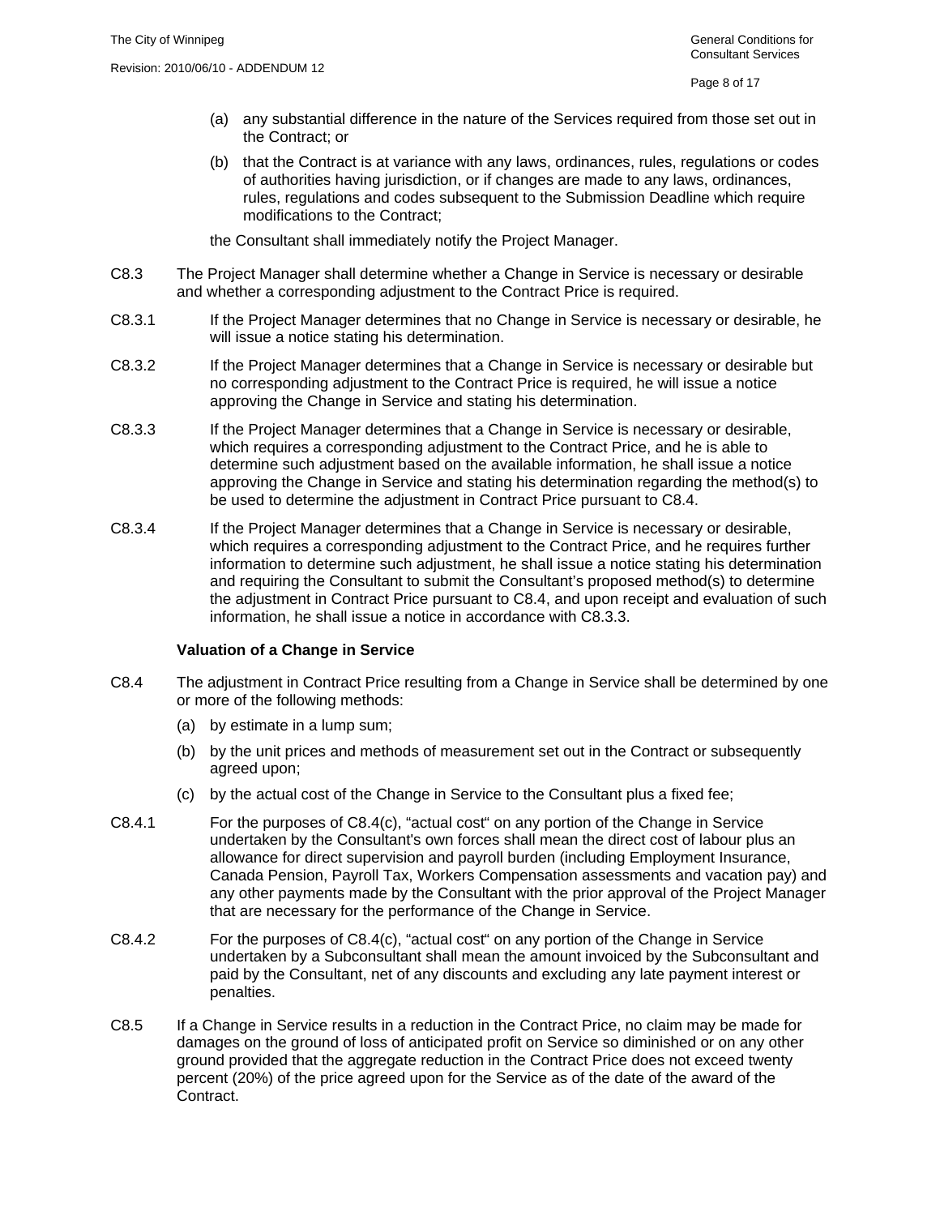(a) any substantial difference in the nature of the Services required from those set out in the Contract; or

(b) that the Contract is at variance with any laws, ordinances, rules, regulations or codes of authorities having jurisdiction, or if changes are made to any laws, ordinances, rules, regulations and codes subsequent to the Submission Deadline which require modifications to the Contract;

the Consultant shall immediately notify the Project Manager.

C8.3 The Project Manager shall determine whether a Change in Service is necessary or desirable and whether a corresponding adjustment to the Contract Price is required.

C8.3.1 If the Project Manager determines that no Change in Service is necessary or desirable, he will issue a notice stating his determination.

C8.3.2 If the Project Manager determines that a Change in Service is necessary or desirable but no corresponding adjustment to the Contract Price is required, he will issue a notice approving the Change in Service and stating his determination.

C8.3.3 If the Project Manager determines that a Change in Service is necessary or desirable, which requires a corresponding adjustment to the Contract Price, and he is able to determine such adjustment based on the available information, he shall issue a notice approving the Change in Service and stating his determination regarding the method(s) to be used to determine the adjustment in Contract Price pursuant to C8.4.

C8.3.4 If the Project Manager determines that a Change in Service is necessary or desirable, which requires a corresponding adjustment to the Contract Price, and he requires further information to determine such adjustment, he shall issue a notice stating his determination and requiring the Consultant to submit the Consultant's proposed method(s) to determine the adjustment in Contract Price pursuant to C8.4, and upon receipt and evaluation of such information, he shall issue a notice in accordance with C8.3.3.

**Valuation of a Change in Service**

C8.4 The adjustment in Contract Price resulting from a Change in Service shall be determined by one or more of the following methods:

(a) by estimate in a lump sum;

(b) by the unit prices and methods of measurement set out in the Contract or subsequently agreed upon;

(c) by the actual cost of the Change in Service to the Consultant plus a fixed fee;

C8.4.1 For the purposes of C8.4(c), "actual cost" on any portion of the Change in Service undertaken by the Consultant's own forces shall mean the direct cost of labour plus an allowance for direct supervision and payroll burden (including Employment Insurance, Canada Pension, Payroll Tax, Workers Compensation assessments and vacation pay) and any other payments made by the Consultant with the prior approval of the Project Manager that are necessary for the performance of the Change in Service.

C8.4.2 For the purposes of C8.4(c), "actual cost" on any portion of the Change in Service undertaken by a Subconsultant shall mean the amount invoiced by the Subconsultant and paid by the Consultant, net of any discounts and excluding any late payment interest or penalties.

C8.5 If a Change in Service results in a reduction in the Contract Price, no claim may be made for damages on the ground of loss of anticipated profit on Service so diminished or on any other ground provided that the aggregate reduction in the Contract Price does not exceed twenty percent (20%) of the price agreed upon for the Service as of the date of the award of the Contract.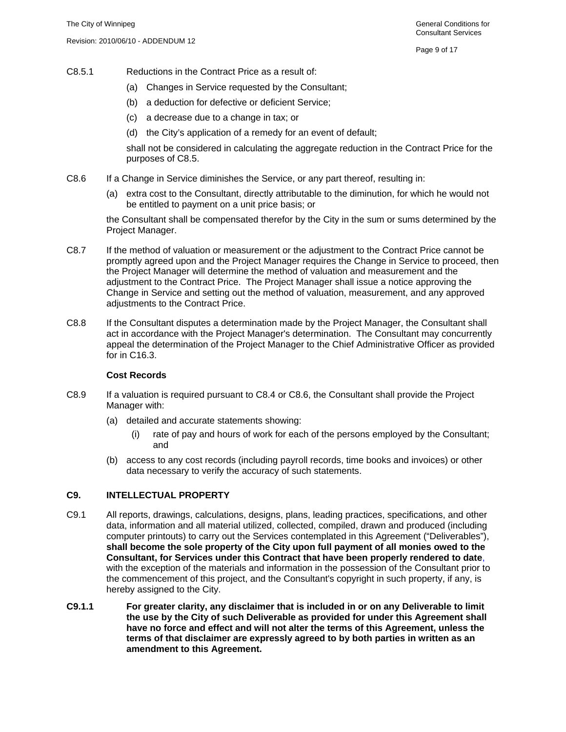C8.5.1 Reductions in the Contract Price as a result of:

(a) Changes in Service requested by the Consultant;

(b) a deduction for defective or deficient Service;

(c) a decrease due to a change in tax; or

(d) the City's application of a remedy for an event of default;

shall not be considered in calculating the aggregate reduction in the Contract Price for the purposes of C8.5.

C8.6 If a Change in Service diminishes the Service, or any part thereof, resulting in:

(a) extra cost to the Consultant, directly attributable to the diminution, for which he would not be entitled to payment on a unit price basis; or

the Consultant shall be compensated therefor by the City in the sum or sums determined by the Project Manager.

C8.7 If the method of valuation or measurement or the adjustment to the Contract Price cannot be promptly agreed upon and the Project Manager requires the Change in Service to proceed, then the Project Manager will determine the method of valuation and measurement and the adjustment to the Contract Price. The Project Manager shall issue a notice approving the Change in Service and setting out the method of valuation, measurement, and any approved adjustments to the Contract Price.

C8.8 If the Consultant disputes a determination made by the Project Manager, the Consultant shall act in accordance with the Project Manager's determination. The Consultant may concurrently appeal the determination of the Project Manager to the Chief Administrative Officer as provided for in C16.3.

**Cost Records**

C8.9 If a valuation is required pursuant to C8.4 or C8.6, the Consultant shall provide the Project Manager with:

(a) detailed and accurate statements showing:

(i) rate of pay and hours of work for each of the persons employed by the Consultant; and

(b) access to any cost records (including payroll records, time books and invoices) or other data necessary to verify the accuracy of such statements.

## C9. INTELLECTUAL PROPERTY

C9.1 All reports, drawings, calculations, designs, plans, leading practices, specifications, and other data, information and all material utilized, collected, compiled, drawn and produced (including computer printouts) to carry out the Services contemplated in this Agreement ("Deliverables"), **shall become the sole property of the City upon full payment of all monies owed to the Consultant, for Services under this Contract that have been properly rendered to date**, with the exception of the materials and information in the possession of the Consultant prior to the commencement of this project, and the Consultant's copyright in such property, if any, is hereby assigned to the City.

**C9.1.1 For greater clarity, any disclaimer that is included in or on any Deliverable to limit the use by the City of such Deliverable as provided for under this Agreement shall have no force and effect and will not alter the terms of this Agreement, unless the terms of that disclaimer are expressly agreed to by both parties in written as an amendment to this Agreement.**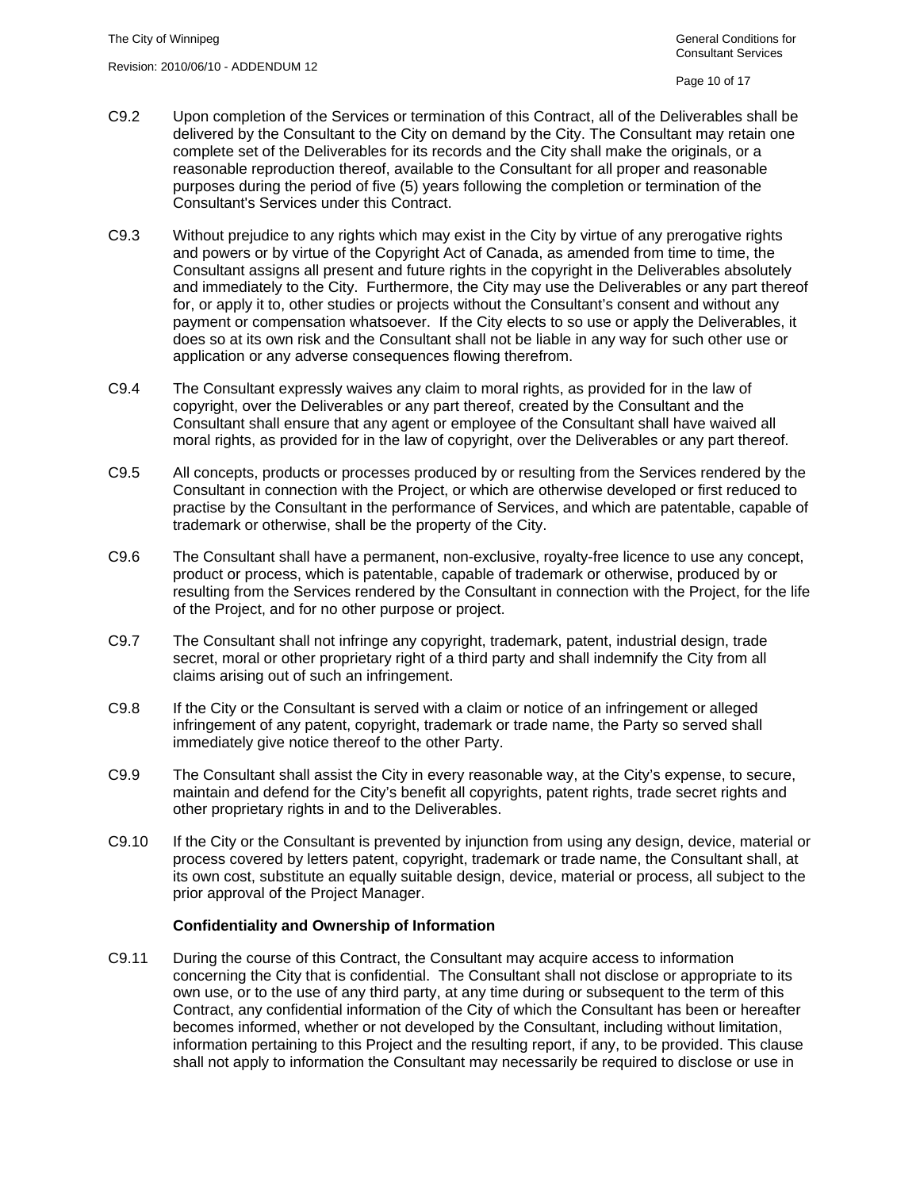C9.2 Upon completion of the Services or termination of this Contract, all of the Deliverables shall be delivered by the Consultant to the City on demand by the City. The Consultant may retain one complete set of the Deliverables for its records and the City shall make the originals, or a reasonable reproduction thereof, available to the Consultant for all proper and reasonable purposes during the period of five (5) years following the completion or termination of the Consultant's Services under this Contract.

C9.3 Without prejudice to any rights which may exist in the City by virtue of any prerogative rights and powers or by virtue of the Copyright Act of Canada, as amended from time to time, the Consultant assigns all present and future rights in the copyright in the Deliverables absolutely and immediately to the City. Furthermore, the City may use the Deliverables or any part thereof for, or apply it to, other studies or projects without the Consultant's consent and without any payment or compensation whatsoever. If the City elects to so use or apply the Deliverables, it does so at its own risk and the Consultant shall not be liable in any way for such other use or application or any adverse consequences flowing therefrom.

C9.4 The Consultant expressly waives any claim to moral rights, as provided for in the law of copyright, over the Deliverables or any part thereof, created by the Consultant and the Consultant shall ensure that any agent or employee of the Consultant shall have waived all moral rights, as provided for in the law of copyright, over the Deliverables or any part thereof.

C9.5 All concepts, products or processes produced by or resulting from the Services rendered by the Consultant in connection with the Project, or which are otherwise developed or first reduced to practise by the Consultant in the performance of Services, and which are patentable, capable of trademark or otherwise, shall be the property of the City.

C9.6 The Consultant shall have a permanent, non-exclusive, royalty-free licence to use any concept, product or process, which is patentable, capable of trademark or otherwise, produced by or resulting from the Services rendered by the Consultant in connection with the Project, for the life of the Project, and for no other purpose or project.

C9.7 The Consultant shall not infringe any copyright, trademark, patent, industrial design, trade secret, moral or other proprietary right of a third party and shall indemnify the City from all claims arising out of such an infringement.

C9.8 If the City or the Consultant is served with a claim or notice of an infringement or alleged infringement of any patent, copyright, trademark or trade name, the Party so served shall immediately give notice thereof to the other Party.

C9.9 The Consultant shall assist the City in every reasonable way, at the City's expense, to secure, maintain and defend for the City's benefit all copyrights, patent rights, trade secret rights and other proprietary rights in and to the Deliverables.

C9.10 If the City or the Consultant is prevented by injunction from using any design, device, material or process covered by letters patent, copyright, trademark or trade name, the Consultant shall, at its own cost, substitute an equally suitable design, device, material or process, all subject to the prior approval of the Project Manager.

**Confidentiality and Ownership of Information**

C9.11 During the course of this Contract, the Consultant may acquire access to information concerning the City that is confidential. The Consultant shall not disclose or appropriate to its own use, or to the use of any third party, at any time during or subsequent to the term of this Contract, any confidential information of the City of which the Consultant has been or hereafter becomes informed, whether or not developed by the Consultant, including without limitation, information pertaining to this Project and the resulting report, if any, to be provided. This clause shall not apply to information the Consultant may necessarily be required to disclose or use in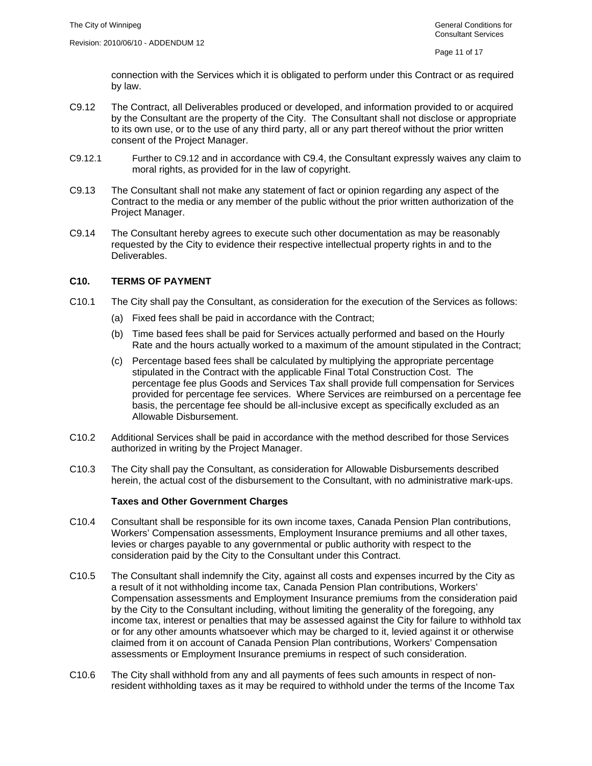connection with the Services which it is obligated to perform under this Contract or as required by law.

C9.12 The Contract, all Deliverables produced or developed, and information provided to or acquired by the Consultant are the property of the City. The Consultant shall not disclose or appropriate to its own use, or to the use of any third party, all or any part thereof without the prior written consent of the Project Manager.

C9.12.1 Further to C9.12 and in accordance with C9.4, the Consultant expressly waives any claim to moral rights, as provided for in the law of copyright.

C9.13 The Consultant shall not make any statement of fact or opinion regarding any aspect of the Contract to the media or any member of the public without the prior written authorization of the Project Manager.

C9.14 The Consultant hereby agrees to execute such other documentation as may be reasonably requested by the City to evidence their respective intellectual property rights in and to the Deliverables.

## C10. TERMS OF PAYMENT

C10.1 The City shall pay the Consultant, as consideration for the execution of the Services as follows:

(a) Fixed fees shall be paid in accordance with the Contract;

(b) Time based fees shall be paid for Services actually performed and based on the Hourly Rate and the hours actually worked to a maximum of the amount stipulated in the Contract;

(c) Percentage based fees shall be calculated by multiplying the appropriate percentage stipulated in the Contract with the applicable Final Total Construction Cost. The percentage fee plus Goods and Services Tax shall provide full compensation for Services provided for percentage fee services. Where Services are reimbursed on a percentage fee basis, the percentage fee should be all-inclusive except as specifically excluded as an Allowable Disbursement.

C10.2 Additional Services shall be paid in accordance with the method described for those Services authorized in writing by the Project Manager.

C10.3 The City shall pay the Consultant, as consideration for Allowable Disbursements described herein, the actual cost of the disbursement to the Consultant, with no administrative mark-ups.

**Taxes and Other Government Charges**

C10.4 Consultant shall be responsible for its own income taxes, Canada Pension Plan contributions, Workers' Compensation assessments, Employment Insurance premiums and all other taxes, levies or charges payable to any governmental or public authority with respect to the consideration paid by the City to the Consultant under this Contract.

C10.5 The Consultant shall indemnify the City, against all costs and expenses incurred by the City as a result of it not withholding income tax, Canada Pension Plan contributions, Workers' Compensation assessments and Employment Insurance premiums from the consideration paid by the City to the Consultant including, without limiting the generality of the foregoing, any income tax, interest or penalties that may be assessed against the City for failure to withhold tax or for any other amounts whatsoever which may be charged to it, levied against it or otherwise claimed from it on account of Canada Pension Plan contributions, Workers' Compensation assessments or Employment Insurance premiums in respect of such consideration.

C10.6 The City shall withhold from any and all payments of fees such amounts in respect of non-resident withholding taxes as it may be required to withhold under the terms of the Income Tax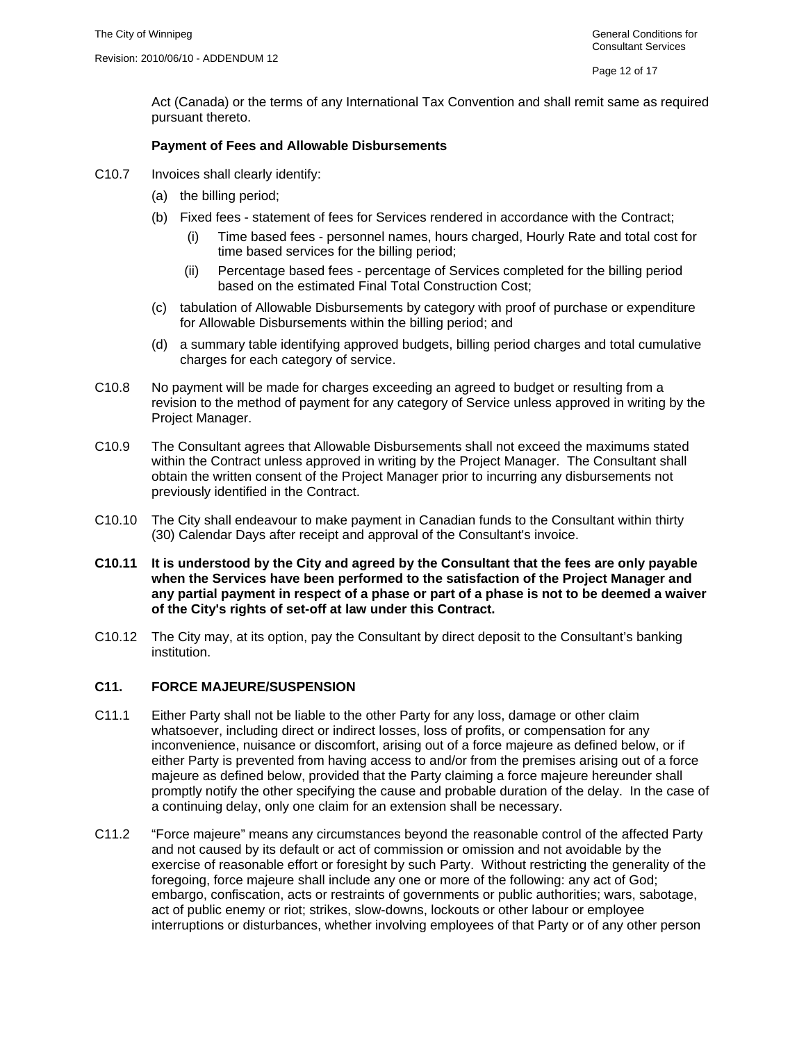Act (Canada) or the terms of any International Tax Convention and shall remit same as required pursuant thereto.

**Payment of Fees and Allowable Disbursements**

C10.7 Invoices shall clearly identify:

(a) the billing period;

(b) Fixed fees - statement of fees for Services rendered in accordance with the Contract;

  (i) Time based fees - personnel names, hours charged, Hourly Rate and total cost for time based services for the billing period;

  (ii) Percentage based fees - percentage of Services completed for the billing period based on the estimated Final Total Construction Cost;

(c) tabulation of Allowable Disbursements by category with proof of purchase or expenditure for Allowable Disbursements within the billing period; and

(d) a summary table identifying approved budgets, billing period charges and total cumulative charges for each category of service.

C10.8 No payment will be made for charges exceeding an agreed to budget or resulting from a revision to the method of payment for any category of Service unless approved in writing by the Project Manager.

C10.9 The Consultant agrees that Allowable Disbursements shall not exceed the maximums stated within the Contract unless approved in writing by the Project Manager. The Consultant shall obtain the written consent of the Project Manager prior to incurring any disbursements not previously identified in the Contract.

C10.10 The City shall endeavour to make payment in Canadian funds to the Consultant within thirty (30) Calendar Days after receipt and approval of the Consultant's invoice.

**C10.11 It is understood by the City and agreed by the Consultant that the fees are only payable when the Services have been performed to the satisfaction of the Project Manager and any partial payment in respect of a phase or part of a phase is not to be deemed a waiver of the City's rights of set-off at law under this Contract.**

C10.12 The City may, at its option, pay the Consultant by direct deposit to the Consultant's banking institution.

## C11. FORCE MAJEURE/SUSPENSION

C11.1 Either Party shall not be liable to the other Party for any loss, damage or other claim whatsoever, including direct or indirect losses, loss of profits, or compensation for any inconvenience, nuisance or discomfort, arising out of a force majeure as defined below, or if either Party is prevented from having access to and/or from the premises arising out of a force majeure as defined below, provided that the Party claiming a force majeure hereunder shall promptly notify the other specifying the cause and probable duration of the delay. In the case of a continuing delay, only one claim for an extension shall be necessary.

C11.2 "Force majeure" means any circumstances beyond the reasonable control of the affected Party and not caused by its default or act of commission or omission and not avoidable by the exercise of reasonable effort or foresight by such Party. Without restricting the generality of the foregoing, force majeure shall include any one or more of the following: any act of God; embargo, confiscation, acts or restraints of governments or public authorities; wars, sabotage, act of public enemy or riot; strikes, slow-downs, lockouts or other labour or employee interruptions or disturbances, whether involving employees of that Party or of any other person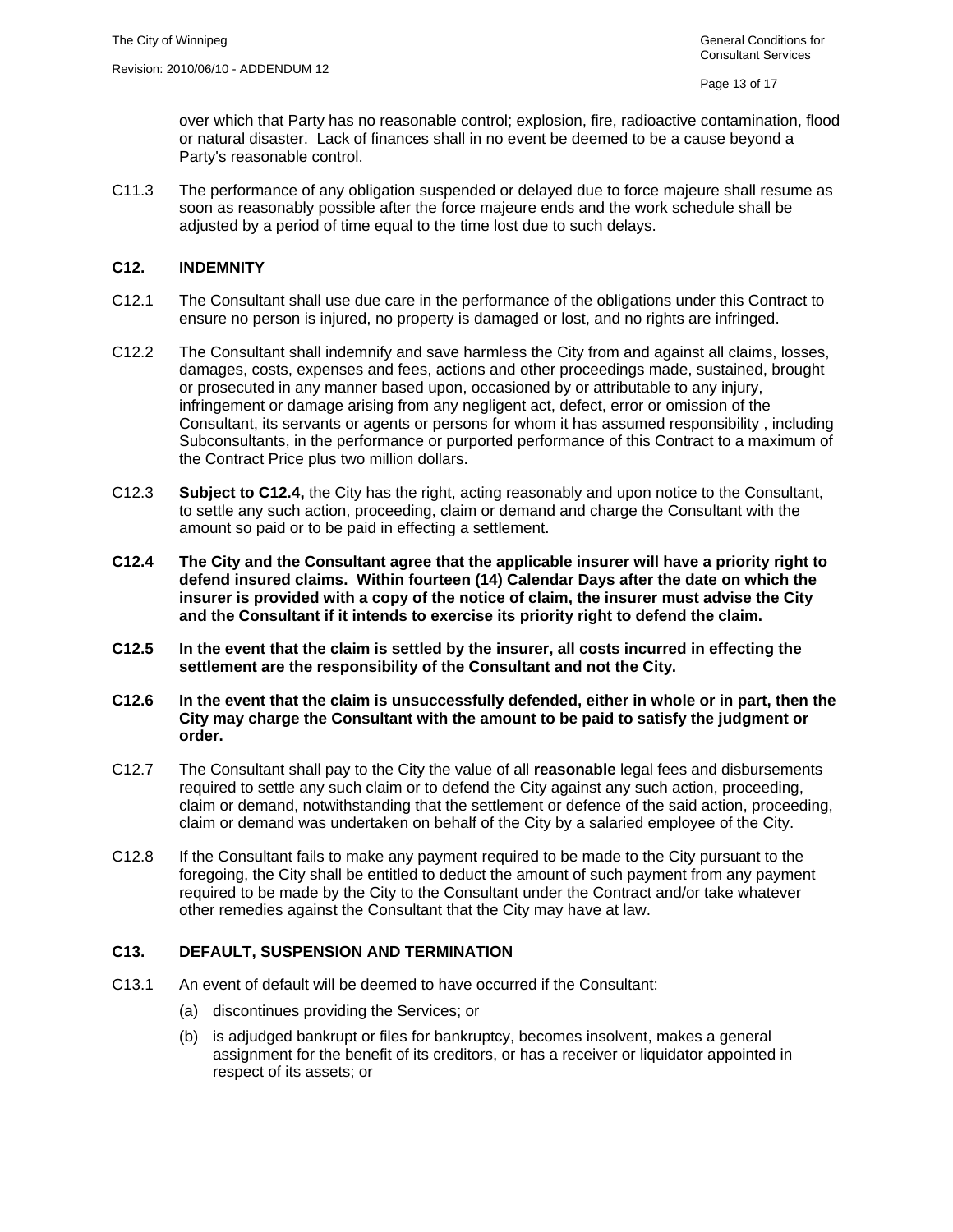over which that Party has no reasonable control; explosion, fire, radioactive contamination, flood or natural disaster. Lack of finances shall in no event be deemed to be a cause beyond a Party's reasonable control.

C11.3 The performance of any obligation suspended or delayed due to force majeure shall resume as soon as reasonably possible after the force majeure ends and the work schedule shall be adjusted by a period of time equal to the time lost due to such delays.

## C12. INDEMNITY

C12.1 The Consultant shall use due care in the performance of the obligations under this Contract to ensure no person is injured, no property is damaged or lost, and no rights are infringed.

C12.2 The Consultant shall indemnify and save harmless the City from and against all claims, losses, damages, costs, expenses and fees, actions and other proceedings made, sustained, brought or prosecuted in any manner based upon, occasioned by or attributable to any injury, infringement or damage arising from any negligent act, defect, error or omission of the Consultant, its servants or agents or persons for whom it has assumed responsibility , including Subconsultants, in the performance or purported performance of this Contract to a maximum of the Contract Price plus two million dollars.

C12.3 **Subject to C12.4,** the City has the right, acting reasonably and upon notice to the Consultant, to settle any such action, proceeding, claim or demand and charge the Consultant with the amount so paid or to be paid in effecting a settlement.

**C12.4 The City and the Consultant agree that the applicable insurer will have a priority right to defend insured claims. Within fourteen (14) Calendar Days after the date on which the insurer is provided with a copy of the notice of claim, the insurer must advise the City and the Consultant if it intends to exercise its priority right to defend the claim.**

**C12.5 In the event that the claim is settled by the insurer, all costs incurred in effecting the settlement are the responsibility of the Consultant and not the City.**

**C12.6 In the event that the claim is unsuccessfully defended, either in whole or in part, then the City may charge the Consultant with the amount to be paid to satisfy the judgment or order.**

C12.7 The Consultant shall pay to the City the value of all **reasonable** legal fees and disbursements required to settle any such claim or to defend the City against any such action, proceeding, claim or demand, notwithstanding that the settlement or defence of the said action, proceeding, claim or demand was undertaken on behalf of the City by a salaried employee of the City.

C12.8 If the Consultant fails to make any payment required to be made to the City pursuant to the foregoing, the City shall be entitled to deduct the amount of such payment from any payment required to be made by the City to the Consultant under the Contract and/or take whatever other remedies against the Consultant that the City may have at law.

## C13. DEFAULT, SUSPENSION AND TERMINATION

C13.1 An event of default will be deemed to have occurred if the Consultant:

(a) discontinues providing the Services; or

(b) is adjudged bankrupt or files for bankruptcy, becomes insolvent, makes a general assignment for the benefit of its creditors, or has a receiver or liquidator appointed in respect of its assets; or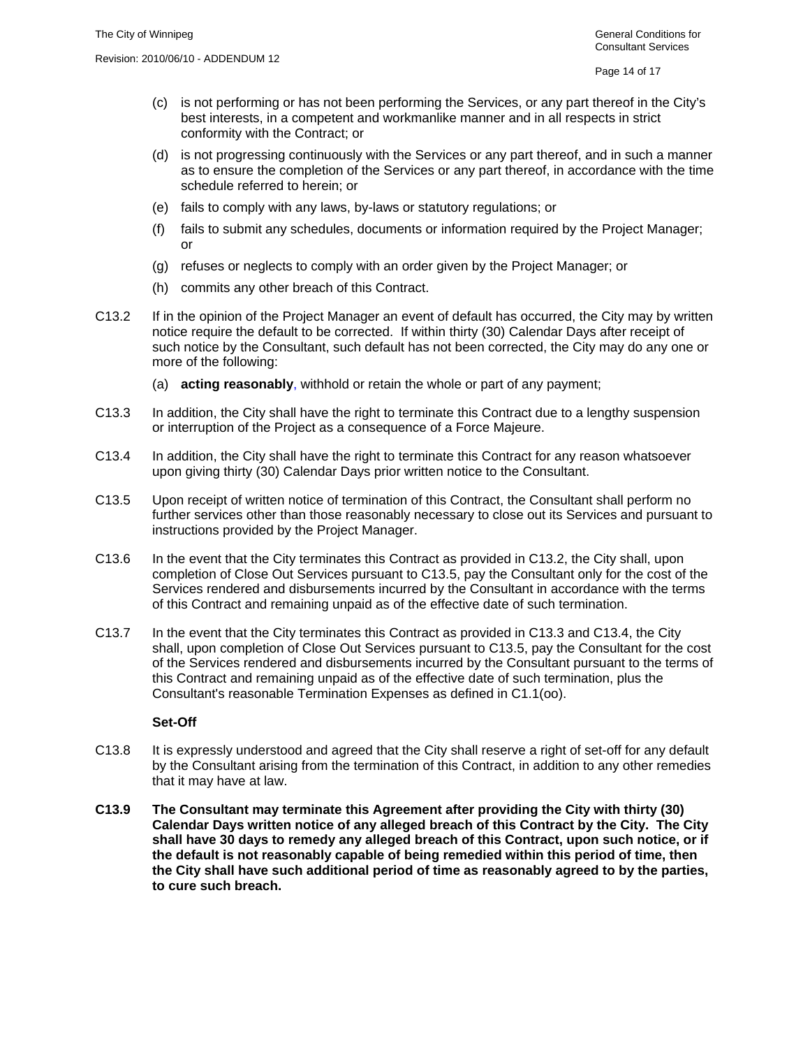(c) is not performing or has not been performing the Services, or any part thereof in the City's best interests, in a competent and workmanlike manner and in all respects in strict conformity with the Contract; or

(d) is not progressing continuously with the Services or any part thereof, and in such a manner as to ensure the completion of the Services or any part thereof, in accordance with the time schedule referred to herein; or

(e) fails to comply with any laws, by-laws or statutory regulations; or

(f) fails to submit any schedules, documents or information required by the Project Manager; or

(g) refuses or neglects to comply with an order given by the Project Manager; or

(h) commits any other breach of this Contract.

C13.2 If in the opinion of the Project Manager an event of default has occurred, the City may by written notice require the default to be corrected. If within thirty (30) Calendar Days after receipt of such notice by the Consultant, such default has not been corrected, the City may do any one or more of the following:

(a) **acting reasonably**, withhold or retain the whole or part of any payment;

C13.3 In addition, the City shall have the right to terminate this Contract due to a lengthy suspension or interruption of the Project as a consequence of a Force Majeure.

C13.4 In addition, the City shall have the right to terminate this Contract for any reason whatsoever upon giving thirty (30) Calendar Days prior written notice to the Consultant.

C13.5 Upon receipt of written notice of termination of this Contract, the Consultant shall perform no further services other than those reasonably necessary to close out its Services and pursuant to instructions provided by the Project Manager.

C13.6 In the event that the City terminates this Contract as provided in C13.2, the City shall, upon completion of Close Out Services pursuant to C13.5, pay the Consultant only for the cost of the Services rendered and disbursements incurred by the Consultant in accordance with the terms of this Contract and remaining unpaid as of the effective date of such termination.

C13.7 In the event that the City terminates this Contract as provided in C13.3 and C13.4, the City shall, upon completion of Close Out Services pursuant to C13.5, pay the Consultant for the cost of the Services rendered and disbursements incurred by the Consultant pursuant to the terms of this Contract and remaining unpaid as of the effective date of such termination, plus the Consultant's reasonable Termination Expenses as defined in C1.1(oo).

**Set-Off**

C13.8 It is expressly understood and agreed that the City shall reserve a right of set-off for any default by the Consultant arising from the termination of this Contract, in addition to any other remedies that it may have at law.

**C13.9 The Consultant may terminate this Agreement after providing the City with thirty (30) Calendar Days written notice of any alleged breach of this Contract by the City. The City shall have 30 days to remedy any alleged breach of this Contract, upon such notice, or if the default is not reasonably capable of being remedied within this period of time, then the City shall have such additional period of time as reasonably agreed to by the parties, to cure such breach.**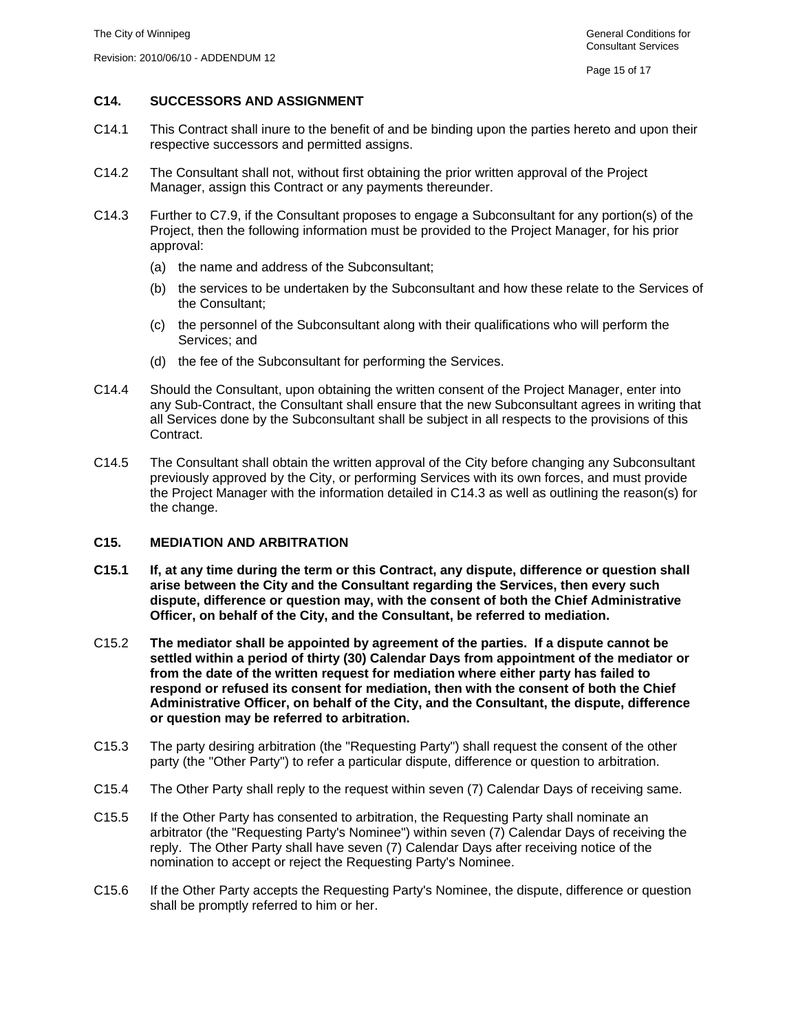## C14. SUCCESSORS AND ASSIGNMENT

C14.1 This Contract shall inure to the benefit of and be binding upon the parties hereto and upon their respective successors and permitted assigns.

C14.2 The Consultant shall not, without first obtaining the prior written approval of the Project Manager, assign this Contract or any payments thereunder.

C14.3 Further to C7.9, if the Consultant proposes to engage a Subconsultant for any portion(s) of the Project, then the following information must be provided to the Project Manager, for his prior approval:

(a) the name and address of the Subconsultant;

(b) the services to be undertaken by the Subconsultant and how these relate to the Services of the Consultant;

(c) the personnel of the Subconsultant along with their qualifications who will perform the Services; and

(d) the fee of the Subconsultant for performing the Services.

C14.4 Should the Consultant, upon obtaining the written consent of the Project Manager, enter into any Sub-Contract, the Consultant shall ensure that the new Subconsultant agrees in writing that all Services done by the Subconsultant shall be subject in all respects to the provisions of this Contract.

C14.5 The Consultant shall obtain the written approval of the City before changing any Subconsultant previously approved by the City, or performing Services with its own forces, and must provide the Project Manager with the information detailed in C14.3 as well as outlining the reason(s) for the change.

## C15. MEDIATION AND ARBITRATION

**C15.1 If, at any time during the term or this Contract, any dispute, difference or question shall arise between the City and the Consultant regarding the Services, then every such dispute, difference or question may, with the consent of both the Chief Administrative Officer, on behalf of the City, and the Consultant, be referred to mediation.**

C15.2 **The mediator shall be appointed by agreement of the parties. If a dispute cannot be settled within a period of thirty (30) Calendar Days from appointment of the mediator or from the date of the written request for mediation where either party has failed to respond or refused its consent for mediation, then with the consent of both the Chief Administrative Officer, on behalf of the City, and the Consultant, the dispute, difference or question may be referred to arbitration.**

C15.3 The party desiring arbitration (the "Requesting Party") shall request the consent of the other party (the "Other Party") to refer a particular dispute, difference or question to arbitration.

C15.4 The Other Party shall reply to the request within seven (7) Calendar Days of receiving same.

C15.5 If the Other Party has consented to arbitration, the Requesting Party shall nominate an arbitrator (the "Requesting Party's Nominee") within seven (7) Calendar Days of receiving the reply. The Other Party shall have seven (7) Calendar Days after receiving notice of the nomination to accept or reject the Requesting Party's Nominee.

C15.6 If the Other Party accepts the Requesting Party's Nominee, the dispute, difference or question shall be promptly referred to him or her.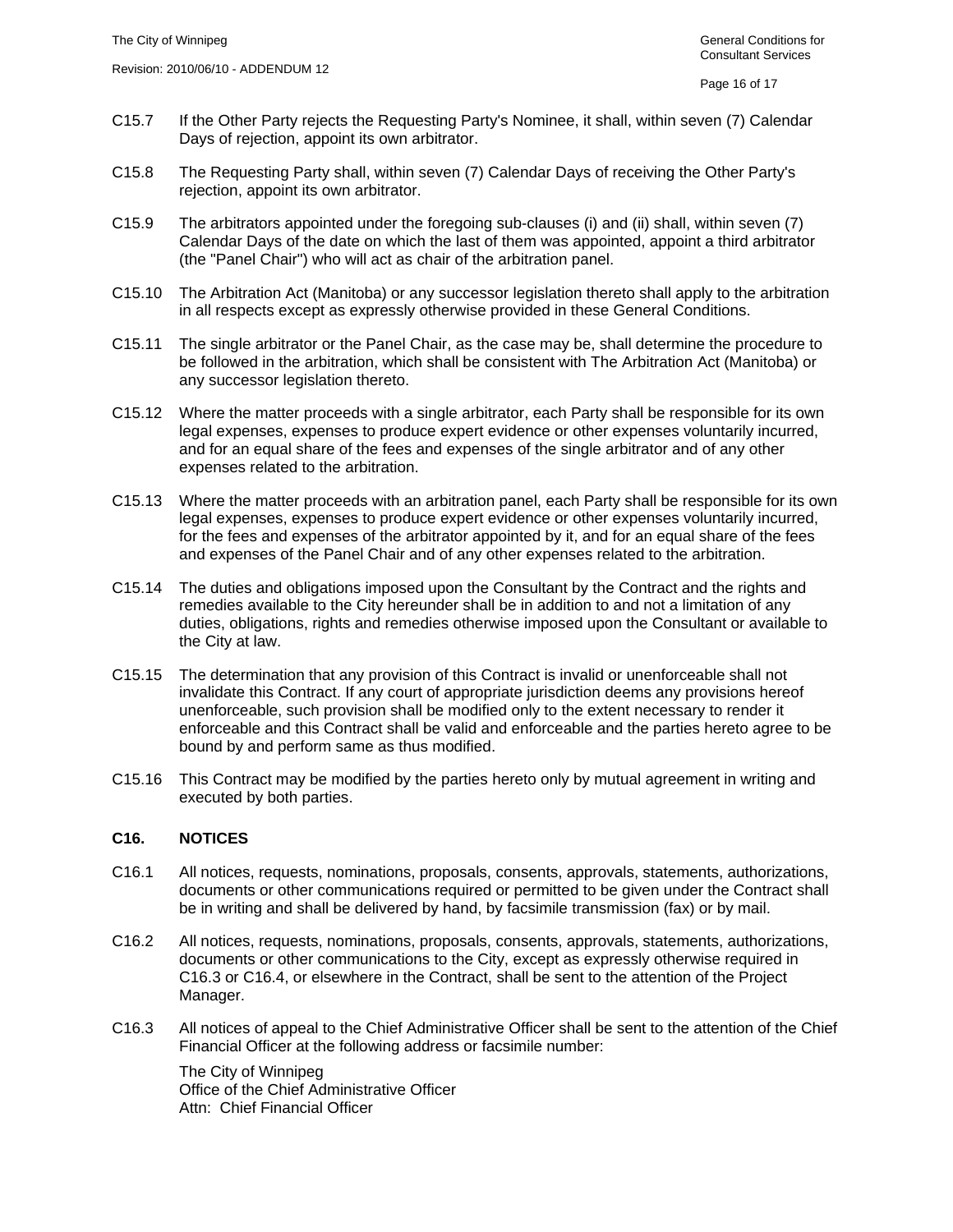C15.7 If the Other Party rejects the Requesting Party's Nominee, it shall, within seven (7) Calendar Days of rejection, appoint its own arbitrator.

C15.8 The Requesting Party shall, within seven (7) Calendar Days of receiving the Other Party's rejection, appoint its own arbitrator.

C15.9 The arbitrators appointed under the foregoing sub-clauses (i) and (ii) shall, within seven (7) Calendar Days of the date on which the last of them was appointed, appoint a third arbitrator (the "Panel Chair") who will act as chair of the arbitration panel.

C15.10 The Arbitration Act (Manitoba) or any successor legislation thereto shall apply to the arbitration in all respects except as expressly otherwise provided in these General Conditions.

C15.11 The single arbitrator or the Panel Chair, as the case may be, shall determine the procedure to be followed in the arbitration, which shall be consistent with The Arbitration Act (Manitoba) or any successor legislation thereto.

C15.12 Where the matter proceeds with a single arbitrator, each Party shall be responsible for its own legal expenses, expenses to produce expert evidence or other expenses voluntarily incurred, and for an equal share of the fees and expenses of the single arbitrator and of any other expenses related to the arbitration.

C15.13 Where the matter proceeds with an arbitration panel, each Party shall be responsible for its own legal expenses, expenses to produce expert evidence or other expenses voluntarily incurred, for the fees and expenses of the arbitrator appointed by it, and for an equal share of the fees and expenses of the Panel Chair and of any other expenses related to the arbitration.

C15.14 The duties and obligations imposed upon the Consultant by the Contract and the rights and remedies available to the City hereunder shall be in addition to and not a limitation of any duties, obligations, rights and remedies otherwise imposed upon the Consultant or available to the City at law.

C15.15 The determination that any provision of this Contract is invalid or unenforceable shall not invalidate this Contract. If any court of appropriate jurisdiction deems any provisions hereof unenforceable, such provision shall be modified only to the extent necessary to render it enforceable and this Contract shall be valid and enforceable and the parties hereto agree to be bound by and perform same as thus modified.

C15.16 This Contract may be modified by the parties hereto only by mutual agreement in writing and executed by both parties.

## C16. NOTICES

C16.1 All notices, requests, nominations, proposals, consents, approvals, statements, authorizations, documents or other communications required or permitted to be given under the Contract shall be in writing and shall be delivered by hand, by facsimile transmission (fax) or by mail.

C16.2 All notices, requests, nominations, proposals, consents, approvals, statements, authorizations, documents or other communications to the City, except as expressly otherwise required in C16.3 or C16.4, or elsewhere in the Contract, shall be sent to the attention of the Project Manager.

C16.3 All notices of appeal to the Chief Administrative Officer shall be sent to the attention of the Chief Financial Officer at the following address or facsimile number:

The City of Winnipeg
Office of the Chief Administrative Officer
Attn: Chief Financial Officer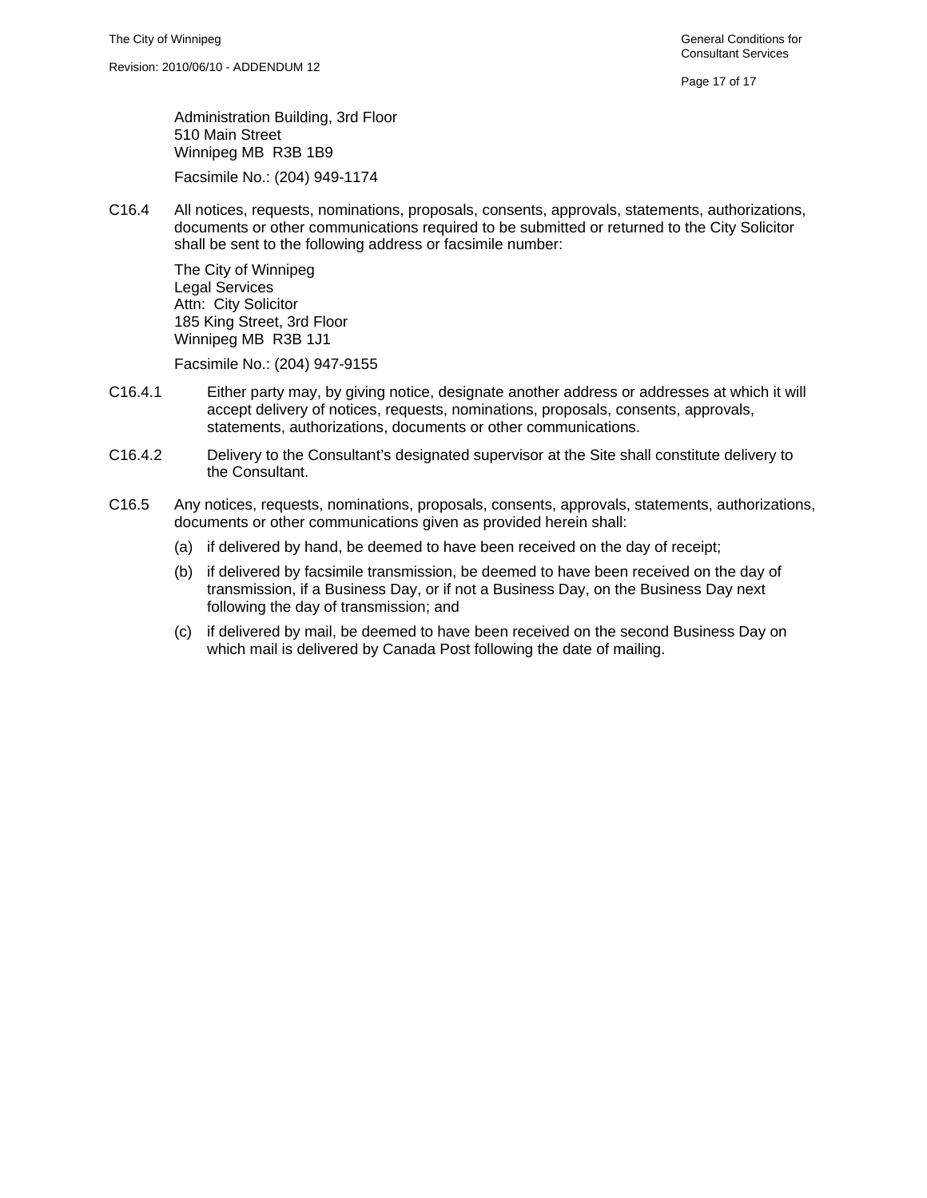Administration Building, 3rd Floor
510 Main Street
Winnipeg MB  R3B 1B9

Facsimile No.: (204) 949-1174

C16.4 All notices, requests, nominations, proposals, consents, approvals, statements, authorizations, documents or other communications required to be submitted or returned to the City Solicitor shall be sent to the following address or facsimile number:

The City of Winnipeg
Legal Services
Attn:  City Solicitor
185 King Street, 3rd Floor
Winnipeg MB  R3B 1J1

Facsimile No.: (204) 947-9155

C16.4.1 Either party may, by giving notice, designate another address or addresses at which it will accept delivery of notices, requests, nominations, proposals, consents, approvals, statements, authorizations, documents or other communications.

C16.4.2 Delivery to the Consultant's designated supervisor at the Site shall constitute delivery to the Consultant.

C16.5 Any notices, requests, nominations, proposals, consents, approvals, statements, authorizations, documents or other communications given as provided herein shall:

(a) if delivered by hand, be deemed to have been received on the day of receipt;

(b) if delivered by facsimile transmission, be deemed to have been received on the day of transmission, if a Business Day, or if not a Business Day, on the Business Day next following the day of transmission; and

(c) if delivered by mail, be deemed to have been received on the second Business Day on which mail is delivered by Canada Post following the date of mailing.